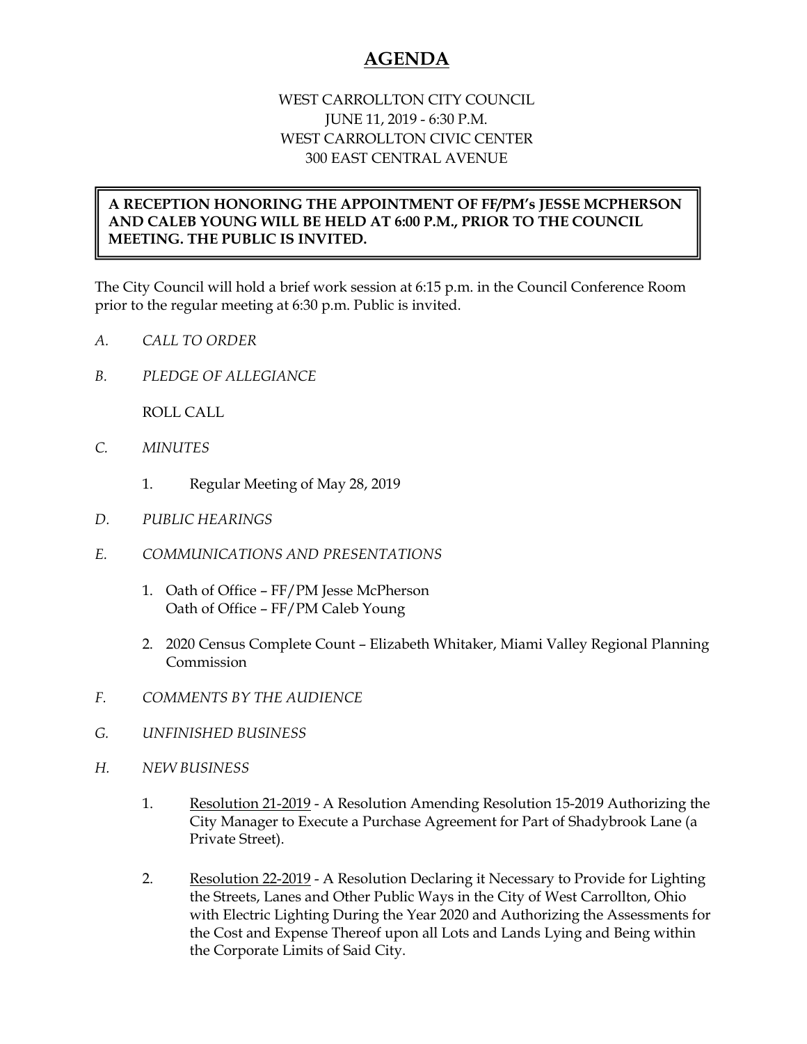# AGENDA

WEST CARROLLTON CITY COUNCIL
JUNE 11, 2019 - 6:30 P.M.
WEST CARROLLTON CIVIC CENTER
300 EAST CENTRAL AVENUE

**A RECEPTION HONORING THE APPOINTMENT OF FF/PM's JESSE MCPHERSON AND CALEB YOUNG WILL BE HELD AT 6:00 P.M., PRIOR TO THE COUNCIL MEETING. THE PUBLIC IS INVITED.**

The City Council will hold a brief work session at 6:15 p.m. in the Council Conference Room prior to the regular meeting at 6:30 p.m. Public is invited.

A. *CALL TO ORDER*

B. *PLEDGE OF ALLEGIANCE*

ROLL CALL

C. *MINUTES*

1. Regular Meeting of May 28, 2019

D. *PUBLIC HEARINGS*

E. *COMMUNICATIONS AND PRESENTATIONS*

1. Oath of Office – FF/PM Jesse McPherson
   Oath of Office – FF/PM Caleb Young

2. 2020 Census Complete Count – Elizabeth Whitaker, Miami Valley Regional Planning Commission

F. *COMMENTS BY THE AUDIENCE*

G. *UNFINISHED BUSINESS*

H. *NEW BUSINESS*

1. Resolution 21-2019 - A Resolution Amending Resolution 15-2019 Authorizing the City Manager to Execute a Purchase Agreement for Part of Shadybrook Lane (a Private Street).

2. Resolution 22-2019 - A Resolution Declaring it Necessary to Provide for Lighting the Streets, Lanes and Other Public Ways in the City of West Carrollton, Ohio with Electric Lighting During the Year 2020 and Authorizing the Assessments for the Cost and Expense Thereof upon all Lots and Lands Lying and Being within the Corporate Limits of Said City.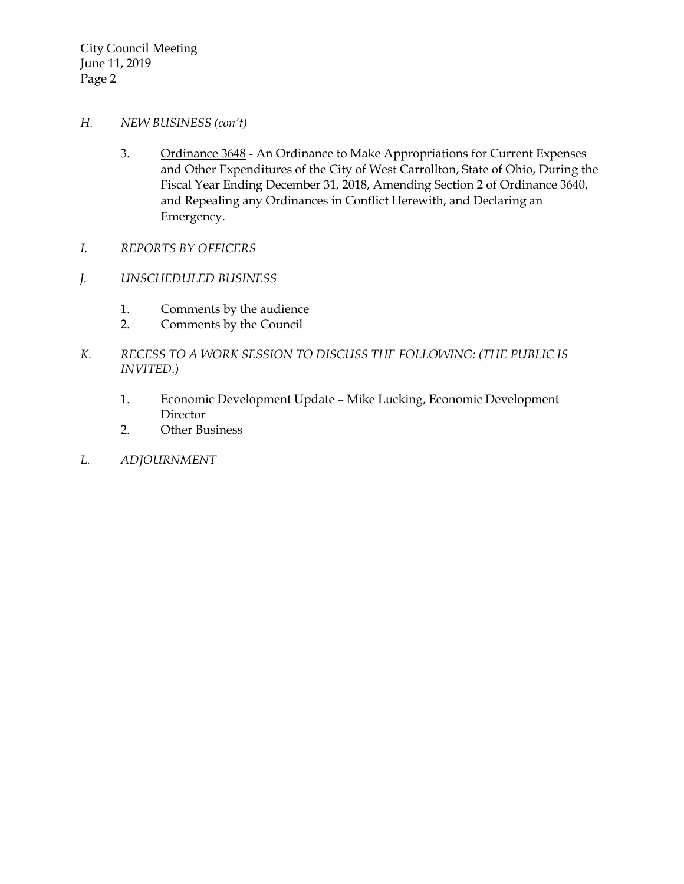*H. NEW BUSINESS (con't)*

3. Ordinance 3648 - An Ordinance to Make Appropriations for Current Expenses and Other Expenditures of the City of West Carrollton, State of Ohio, During the Fiscal Year Ending December 31, 2018, Amending Section 2 of Ordinance 3640, and Repealing any Ordinances in Conflict Herewith, and Declaring an Emergency.

*I. REPORTS BY OFFICERS*

*J. UNSCHEDULED BUSINESS*

1. Comments by the audience
2. Comments by the Council

*K. RECESS TO A WORK SESSION TO DISCUSS THE FOLLOWING: (THE PUBLIC IS INVITED.)*

1. Economic Development Update – Mike Lucking, Economic Development Director
2. Other Business

*L. ADJOURNMENT*